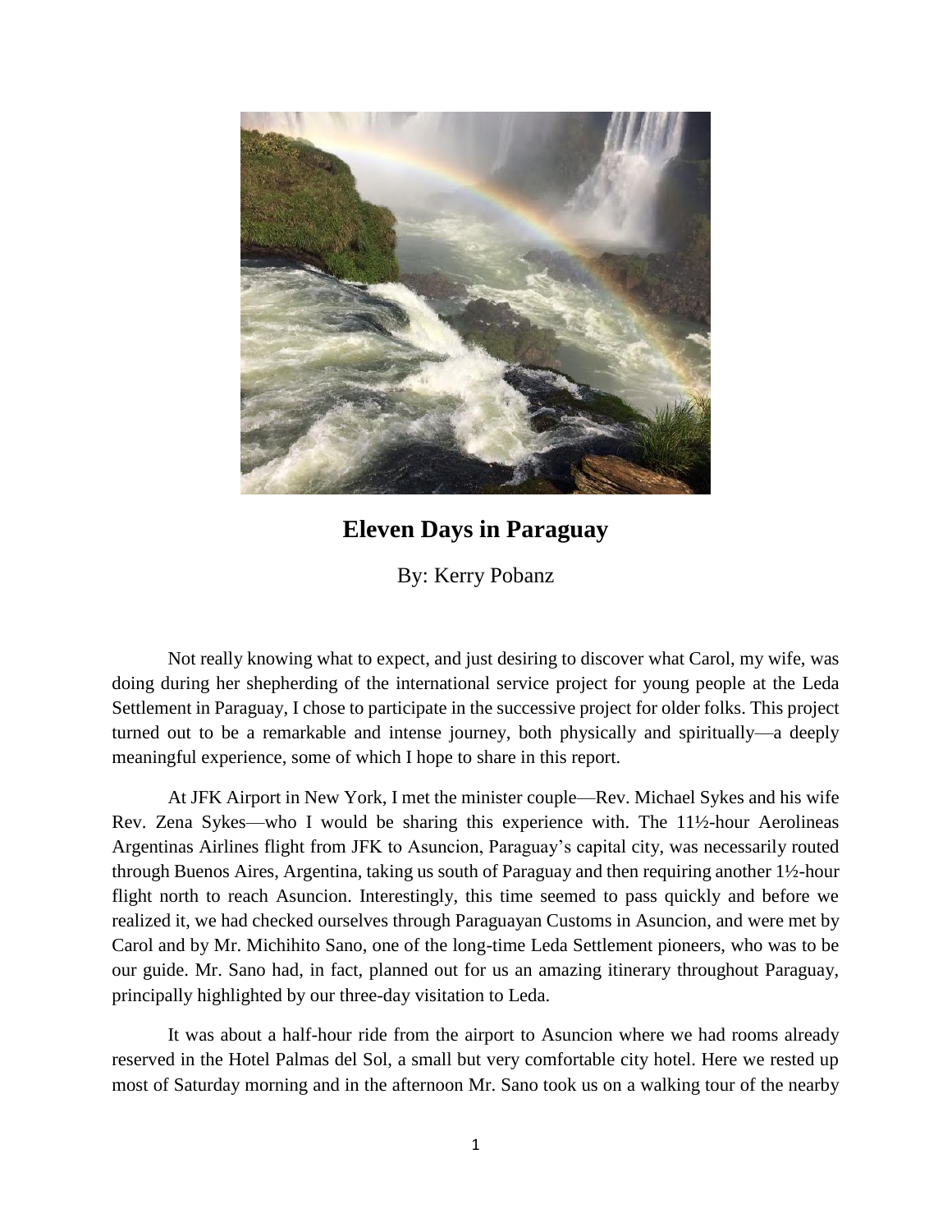# Eleven Days in Paraguay

By: Kerry Pobanz

Not really knowing what to expect, and just desiring to discover what Carol, my wife, was doing during her shepherding of the international service project for young people at the Leda Settlement in Paraguay, I chose to participate in the successive project for older folks. This project turned out to be a remarkable and intense journey, both physically and spiritually—a deeply meaningful experience, some of which I hope to share in this report.

At JFK Airport in New York, I met the minister couple—Rev. Michael Sykes and his wife Rev. Zena Sykes—who I would be sharing this experience with. The 11½-hour Aerolineas Argentinas Airlines flight from JFK to Asuncion, Paraguay's capital city, was necessarily routed through Buenos Aires, Argentina, taking us south of Paraguay and then requiring another 1½-hour flight north to reach Asuncion. Interestingly, this time seemed to pass quickly and before we realized it, we had checked ourselves through Paraguayan Customs in Asuncion, and were met by Carol and by Mr. Michihito Sano, one of the long-time Leda Settlement pioneers, who was to be our guide. Mr. Sano had, in fact, planned out for us an amazing itinerary throughout Paraguay, principally highlighted by our three-day visitation to Leda.

It was about a half-hour ride from the airport to Asuncion where we had rooms already reserved in the Hotel Palmas del Sol, a small but very comfortable city hotel. Here we rested up most of Saturday morning and in the afternoon Mr. Sano took us on a walking tour of the nearby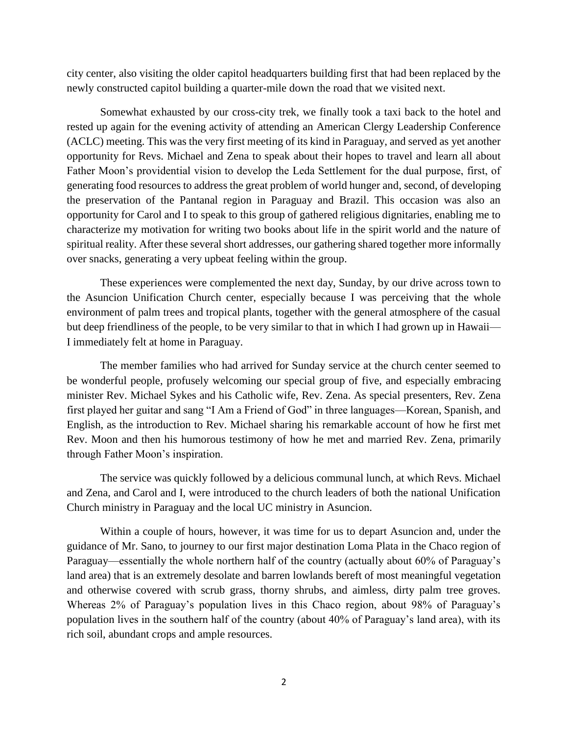city center, also visiting the older capitol headquarters building first that had been replaced by the newly constructed capitol building a quarter-mile down the road that we visited next.

Somewhat exhausted by our cross-city trek, we finally took a taxi back to the hotel and rested up again for the evening activity of attending an American Clergy Leadership Conference (ACLC) meeting. This was the very first meeting of its kind in Paraguay, and served as yet another opportunity for Revs. Michael and Zena to speak about their hopes to travel and learn all about Father Moon's providential vision to develop the Leda Settlement for the dual purpose, first, of generating food resources to address the great problem of world hunger and, second, of developing the preservation of the Pantanal region in Paraguay and Brazil. This occasion was also an opportunity for Carol and I to speak to this group of gathered religious dignitaries, enabling me to characterize my motivation for writing two books about life in the spirit world and the nature of spiritual reality. After these several short addresses, our gathering shared together more informally over snacks, generating a very upbeat feeling within the group.

These experiences were complemented the next day, Sunday, by our drive across town to the Asuncion Unification Church center, especially because I was perceiving that the whole environment of palm trees and tropical plants, together with the general atmosphere of the casual but deep friendliness of the people, to be very similar to that in which I had grown up in Hawaii—I immediately felt at home in Paraguay.

The member families who had arrived for Sunday service at the church center seemed to be wonderful people, profusely welcoming our special group of five, and especially embracing minister Rev. Michael Sykes and his Catholic wife, Rev. Zena. As special presenters, Rev. Zena first played her guitar and sang "I Am a Friend of God" in three languages—Korean, Spanish, and English, as the introduction to Rev. Michael sharing his remarkable account of how he first met Rev. Moon and then his humorous testimony of how he met and married Rev. Zena, primarily through Father Moon's inspiration.

The service was quickly followed by a delicious communal lunch, at which Revs. Michael and Zena, and Carol and I, were introduced to the church leaders of both the national Unification Church ministry in Paraguay and the local UC ministry in Asuncion.

Within a couple of hours, however, it was time for us to depart Asuncion and, under the guidance of Mr. Sano, to journey to our first major destination Loma Plata in the Chaco region of Paraguay—essentially the whole northern half of the country (actually about 60% of Paraguay's land area) that is an extremely desolate and barren lowlands bereft of most meaningful vegetation and otherwise covered with scrub grass, thorny shrubs, and aimless, dirty palm tree groves. Whereas 2% of Paraguay's population lives in this Chaco region, about 98% of Paraguay's population lives in the southern half of the country (about 40% of Paraguay's land area), with its rich soil, abundant crops and ample resources.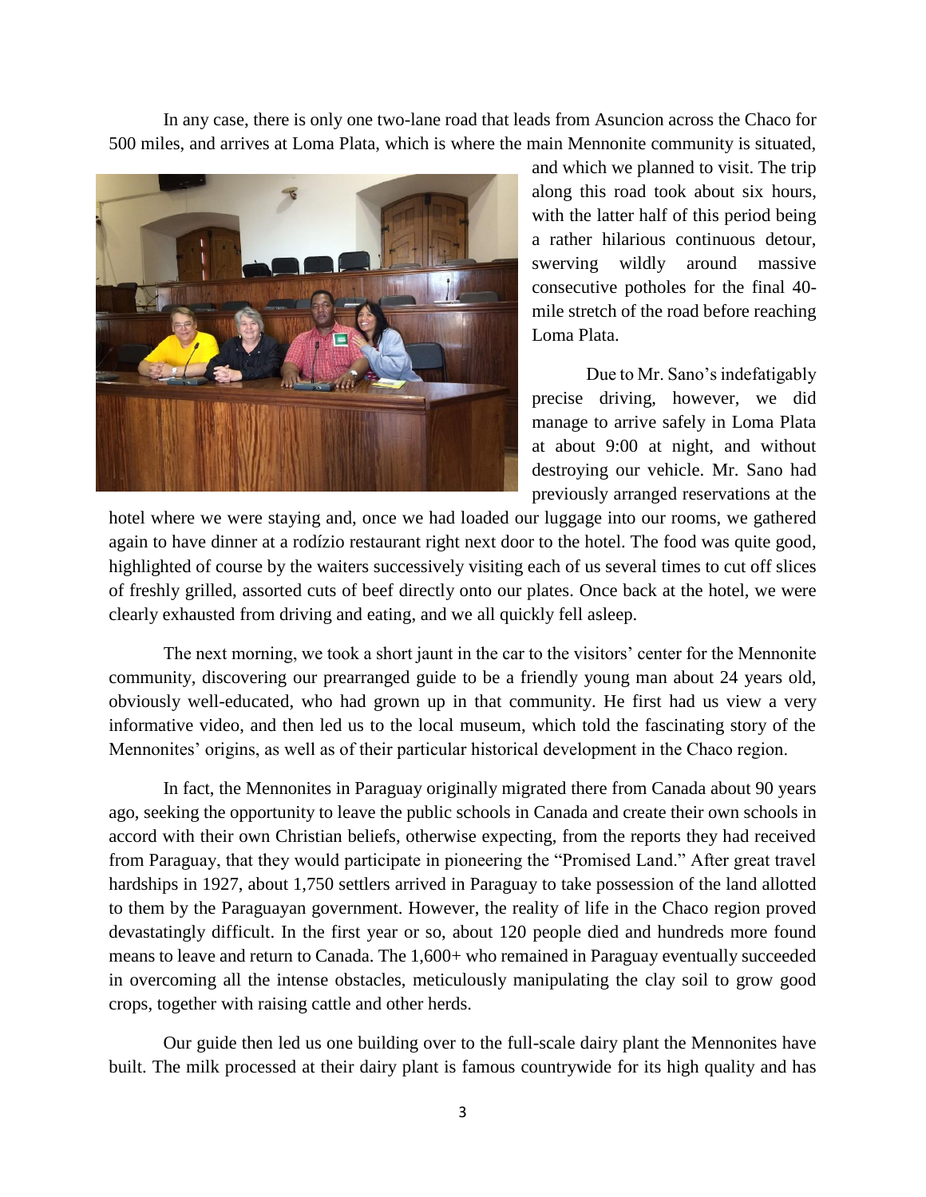In any case, there is only one two-lane road that leads from Asuncion across the Chaco for 500 miles, and arrives at Loma Plata, which is where the main Mennonite community is situated, and which we planned to visit. The trip along this road took about six hours, with the latter half of this period being a rather hilarious continuous detour, swerving wildly around massive consecutive potholes for the final 40-mile stretch of the road before reaching Loma Plata.

Due to Mr. Sano's indefatigably precise driving, however, we did manage to arrive safely in Loma Plata at about 9:00 at night, and without destroying our vehicle. Mr. Sano had previously arranged reservations at the hotel where we were staying and, once we had loaded our luggage into our rooms, we gathered again to have dinner at a rodízio restaurant right next door to the hotel. The food was quite good, highlighted of course by the waiters successively visiting each of us several times to cut off slices of freshly grilled, assorted cuts of beef directly onto our plates. Once back at the hotel, we were clearly exhausted from driving and eating, and we all quickly fell asleep.

The next morning, we took a short jaunt in the car to the visitors' center for the Mennonite community, discovering our prearranged guide to be a friendly young man about 24 years old, obviously well-educated, who had grown up in that community. He first had us view a very informative video, and then led us to the local museum, which told the fascinating story of the Mennonites' origins, as well as of their particular historical development in the Chaco region.

In fact, the Mennonites in Paraguay originally migrated there from Canada about 90 years ago, seeking the opportunity to leave the public schools in Canada and create their own schools in accord with their own Christian beliefs, otherwise expecting, from the reports they had received from Paraguay, that they would participate in pioneering the "Promised Land." After great travel hardships in 1927, about 1,750 settlers arrived in Paraguay to take possession of the land allotted to them by the Paraguayan government. However, the reality of life in the Chaco region proved devastatingly difficult. In the first year or so, about 120 people died and hundreds more found means to leave and return to Canada. The 1,600+ who remained in Paraguay eventually succeeded in overcoming all the intense obstacles, meticulously manipulating the clay soil to grow good crops, together with raising cattle and other herds.

Our guide then led us one building over to the full-scale dairy plant the Mennonites have built. The milk processed at their dairy plant is famous countrywide for its high quality and has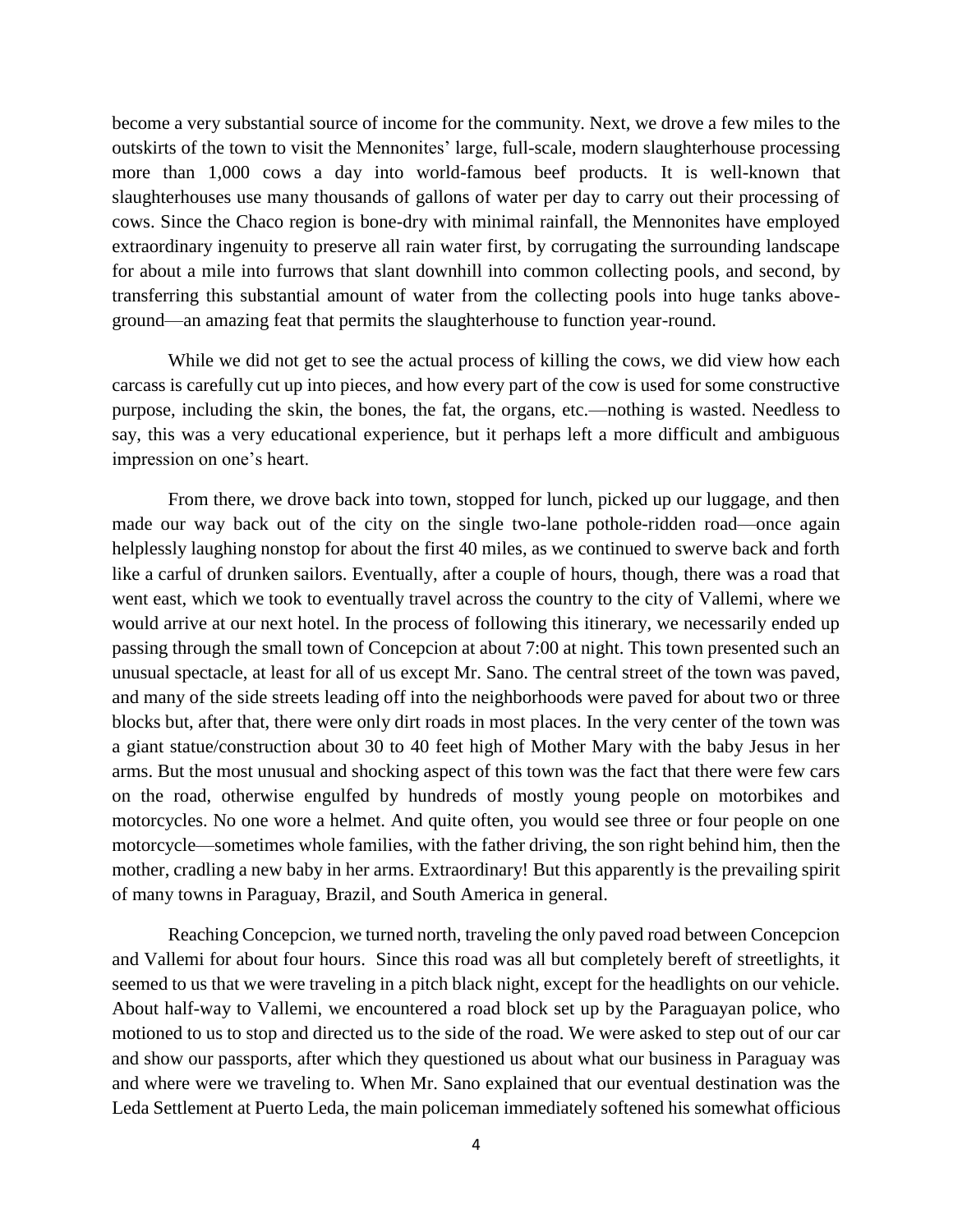become a very substantial source of income for the community. Next, we drove a few miles to the outskirts of the town to visit the Mennonites' large, full-scale, modern slaughterhouse processing more than 1,000 cows a day into world-famous beef products. It is well-known that slaughterhouses use many thousands of gallons of water per day to carry out their processing of cows. Since the Chaco region is bone-dry with minimal rainfall, the Mennonites have employed extraordinary ingenuity to preserve all rain water first, by corrugating the surrounding landscape for about a mile into furrows that slant downhill into common collecting pools, and second, by transferring this substantial amount of water from the collecting pools into huge tanks above-ground—an amazing feat that permits the slaughterhouse to function year-round.

While we did not get to see the actual process of killing the cows, we did view how each carcass is carefully cut up into pieces, and how every part of the cow is used for some constructive purpose, including the skin, the bones, the fat, the organs, etc.—nothing is wasted. Needless to say, this was a very educational experience, but it perhaps left a more difficult and ambiguous impression on one's heart.

From there, we drove back into town, stopped for lunch, picked up our luggage, and then made our way back out of the city on the single two-lane pothole-ridden road—once again helplessly laughing nonstop for about the first 40 miles, as we continued to swerve back and forth like a carful of drunken sailors. Eventually, after a couple of hours, though, there was a road that went east, which we took to eventually travel across the country to the city of Vallemi, where we would arrive at our next hotel. In the process of following this itinerary, we necessarily ended up passing through the small town of Concepcion at about 7:00 at night. This town presented such an unusual spectacle, at least for all of us except Mr. Sano. The central street of the town was paved, and many of the side streets leading off into the neighborhoods were paved for about two or three blocks but, after that, there were only dirt roads in most places. In the very center of the town was a giant statue/construction about 30 to 40 feet high of Mother Mary with the baby Jesus in her arms. But the most unusual and shocking aspect of this town was the fact that there were few cars on the road, otherwise engulfed by hundreds of mostly young people on motorbikes and motorcycles. No one wore a helmet. And quite often, you would see three or four people on one motorcycle—sometimes whole families, with the father driving, the son right behind him, then the mother, cradling a new baby in her arms. Extraordinary! But this apparently is the prevailing spirit of many towns in Paraguay, Brazil, and South America in general.

Reaching Concepcion, we turned north, traveling the only paved road between Concepcion and Vallemi for about four hours. Since this road was all but completely bereft of streetlights, it seemed to us that we were traveling in a pitch black night, except for the headlights on our vehicle. About half-way to Vallemi, we encountered a road block set up by the Paraguayan police, who motioned to us to stop and directed us to the side of the road. We were asked to step out of our car and show our passports, after which they questioned us about what our business in Paraguay was and where were we traveling to. When Mr. Sano explained that our eventual destination was the Leda Settlement at Puerto Leda, the main policeman immediately softened his somewhat officious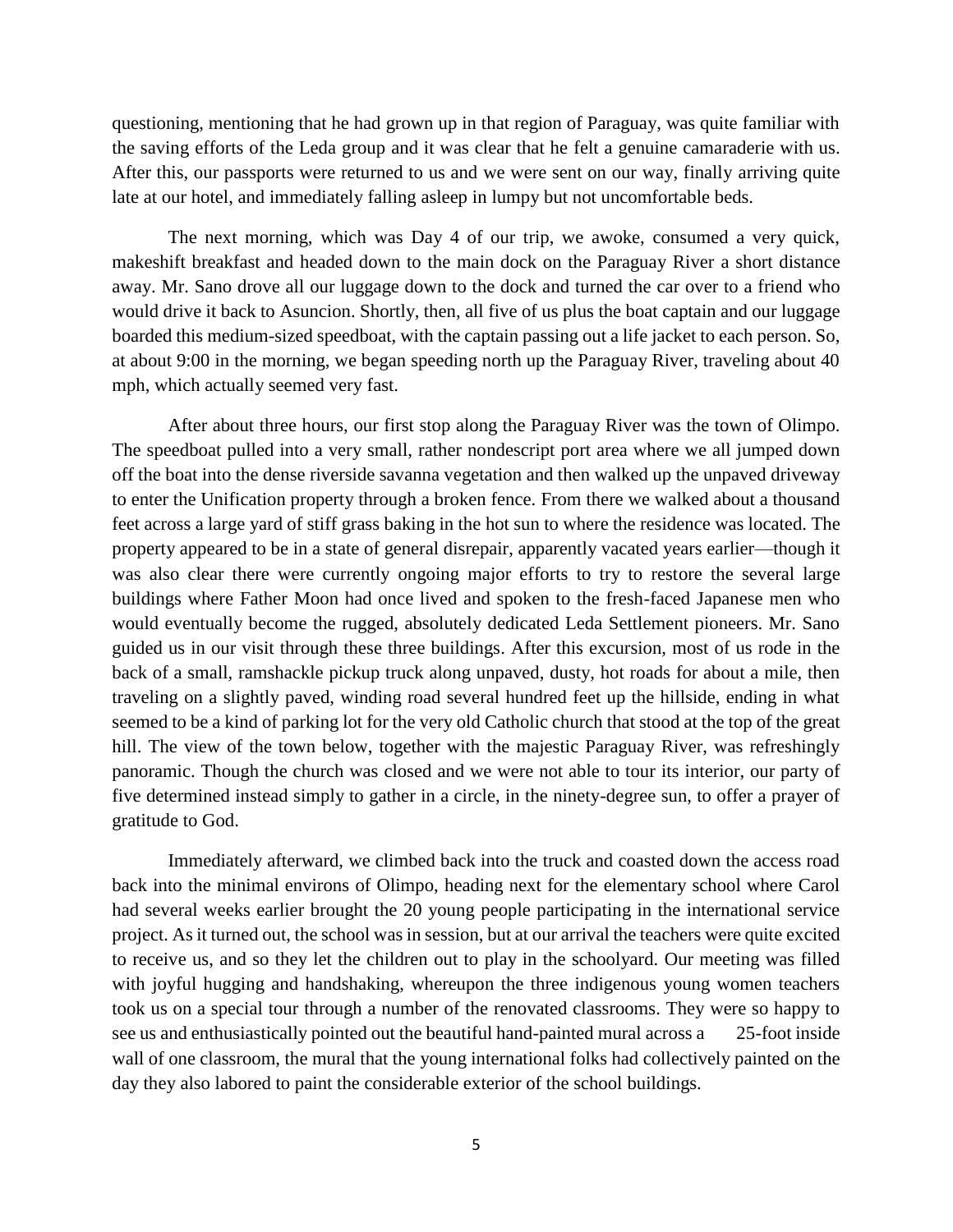questioning, mentioning that he had grown up in that region of Paraguay, was quite familiar with the saving efforts of the Leda group and it was clear that he felt a genuine camaraderie with us. After this, our passports were returned to us and we were sent on our way, finally arriving quite late at our hotel, and immediately falling asleep in lumpy but not uncomfortable beds.

The next morning, which was Day 4 of our trip, we awoke, consumed a very quick, makeshift breakfast and headed down to the main dock on the Paraguay River a short distance away. Mr. Sano drove all our luggage down to the dock and turned the car over to a friend who would drive it back to Asuncion. Shortly, then, all five of us plus the boat captain and our luggage boarded this medium-sized speedboat, with the captain passing out a life jacket to each person. So, at about 9:00 in the morning, we began speeding north up the Paraguay River, traveling about 40 mph, which actually seemed very fast.

After about three hours, our first stop along the Paraguay River was the town of Olimpo. The speedboat pulled into a very small, rather nondescript port area where we all jumped down off the boat into the dense riverside savanna vegetation and then walked up the unpaved driveway to enter the Unification property through a broken fence. From there we walked about a thousand feet across a large yard of stiff grass baking in the hot sun to where the residence was located. The property appeared to be in a state of general disrepair, apparently vacated years earlier—though it was also clear there were currently ongoing major efforts to try to restore the several large buildings where Father Moon had once lived and spoken to the fresh-faced Japanese men who would eventually become the rugged, absolutely dedicated Leda Settlement pioneers. Mr. Sano guided us in our visit through these three buildings. After this excursion, most of us rode in the back of a small, ramshackle pickup truck along unpaved, dusty, hot roads for about a mile, then traveling on a slightly paved, winding road several hundred feet up the hillside, ending in what seemed to be a kind of parking lot for the very old Catholic church that stood at the top of the great hill. The view of the town below, together with the majestic Paraguay River, was refreshingly panoramic. Though the church was closed and we were not able to tour its interior, our party of five determined instead simply to gather in a circle, in the ninety-degree sun, to offer a prayer of gratitude to God.

Immediately afterward, we climbed back into the truck and coasted down the access road back into the minimal environs of Olimpo, heading next for the elementary school where Carol had several weeks earlier brought the 20 young people participating in the international service project. As it turned out, the school was in session, but at our arrival the teachers were quite excited to receive us, and so they let the children out to play in the schoolyard. Our meeting was filled with joyful hugging and handshaking, whereupon the three indigenous young women teachers took us on a special tour through a number of the renovated classrooms. They were so happy to see us and enthusiastically pointed out the beautiful hand-painted mural across a 25-foot inside wall of one classroom, the mural that the young international folks had collectively painted on the day they also labored to paint the considerable exterior of the school buildings.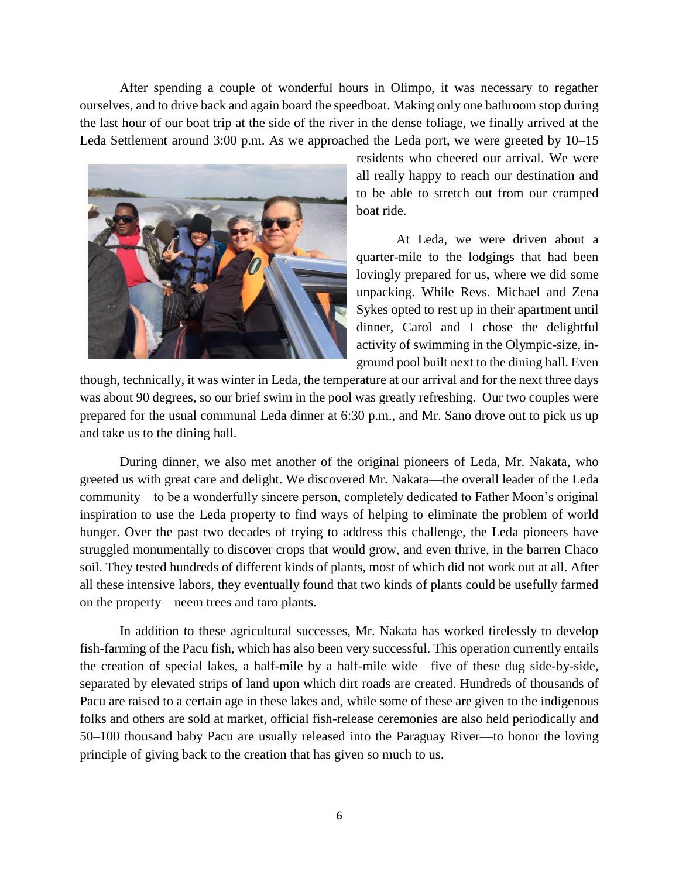After spending a couple of wonderful hours in Olimpo, it was necessary to regather ourselves, and to drive back and again board the speedboat. Making only one bathroom stop during the last hour of our boat trip at the side of the river in the dense foliage, we finally arrived at the Leda Settlement around 3:00 p.m. As we approached the Leda port, we were greeted by 10–15 residents who cheered our arrival. We were all really happy to reach our destination and to be able to stretch out from our cramped boat ride.

At Leda, we were driven about a quarter-mile to the lodgings that had been lovingly prepared for us, where we did some unpacking. While Revs. Michael and Zena Sykes opted to rest up in their apartment until dinner, Carol and I chose the delightful activity of swimming in the Olympic-size, in-ground pool built next to the dining hall. Even though, technically, it was winter in Leda, the temperature at our arrival and for the next three days was about 90 degrees, so our brief swim in the pool was greatly refreshing. Our two couples were prepared for the usual communal Leda dinner at 6:30 p.m., and Mr. Sano drove out to pick us up and take us to the dining hall.

During dinner, we also met another of the original pioneers of Leda, Mr. Nakata, who greeted us with great care and delight. We discovered Mr. Nakata—the overall leader of the Leda community—to be a wonderfully sincere person, completely dedicated to Father Moon's original inspiration to use the Leda property to find ways of helping to eliminate the problem of world hunger. Over the past two decades of trying to address this challenge, the Leda pioneers have struggled monumentally to discover crops that would grow, and even thrive, in the barren Chaco soil. They tested hundreds of different kinds of plants, most of which did not work out at all. After all these intensive labors, they eventually found that two kinds of plants could be usefully farmed on the property—neem trees and taro plants.

In addition to these agricultural successes, Mr. Nakata has worked tirelessly to develop fish-farming of the Pacu fish, which has also been very successful. This operation currently entails the creation of special lakes, a half-mile by a half-mile wide—five of these dug side-by-side, separated by elevated strips of land upon which dirt roads are created. Hundreds of thousands of Pacu are raised to a certain age in these lakes and, while some of these are given to the indigenous folks and others are sold at market, official fish-release ceremonies are also held periodically and 50–100 thousand baby Pacu are usually released into the Paraguay River—to honor the loving principle of giving back to the creation that has given so much to us.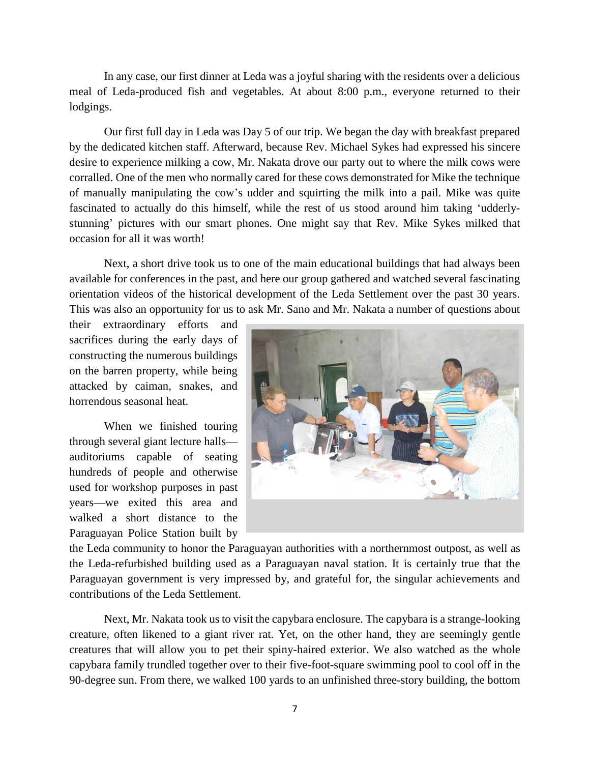In any case, our first dinner at Leda was a joyful sharing with the residents over a delicious meal of Leda-produced fish and vegetables. At about 8:00 p.m., everyone returned to their lodgings.

Our first full day in Leda was Day 5 of our trip. We began the day with breakfast prepared by the dedicated kitchen staff. Afterward, because Rev. Michael Sykes had expressed his sincere desire to experience milking a cow, Mr. Nakata drove our party out to where the milk cows were corralled. One of the men who normally cared for these cows demonstrated for Mike the technique of manually manipulating the cow's udder and squirting the milk into a pail. Mike was quite fascinated to actually do this himself, while the rest of us stood around him taking 'udderly-stunning' pictures with our smart phones. One might say that Rev. Mike Sykes milked that occasion for all it was worth!

Next, a short drive took us to one of the main educational buildings that had always been available for conferences in the past, and here our group gathered and watched several fascinating orientation videos of the historical development of the Leda Settlement over the past 30 years. This was also an opportunity for us to ask Mr. Sano and Mr. Nakata a number of questions about their extraordinary efforts and sacrifices during the early days of constructing the numerous buildings on the barren property, while being attacked by caiman, snakes, and horrendous seasonal heat.

When we finished touring through several giant lecture halls—auditoriums capable of seating hundreds of people and otherwise used for workshop purposes in past years—we exited this area and walked a short distance to the Paraguayan Police Station built by the Leda community to honor the Paraguayan authorities with a northernmost outpost, as well as the Leda-refurbished building used as a Paraguayan naval station. It is certainly true that the Paraguayan government is very impressed by, and grateful for, the singular achievements and contributions of the Leda Settlement.

Next, Mr. Nakata took us to visit the capybara enclosure. The capybara is a strange-looking creature, often likened to a giant river rat. Yet, on the other hand, they are seemingly gentle creatures that will allow you to pet their spiny-haired exterior. We also watched as the whole capybara family trundled together over to their five-foot-square swimming pool to cool off in the 90-degree sun. From there, we walked 100 yards to an unfinished three-story building, the bottom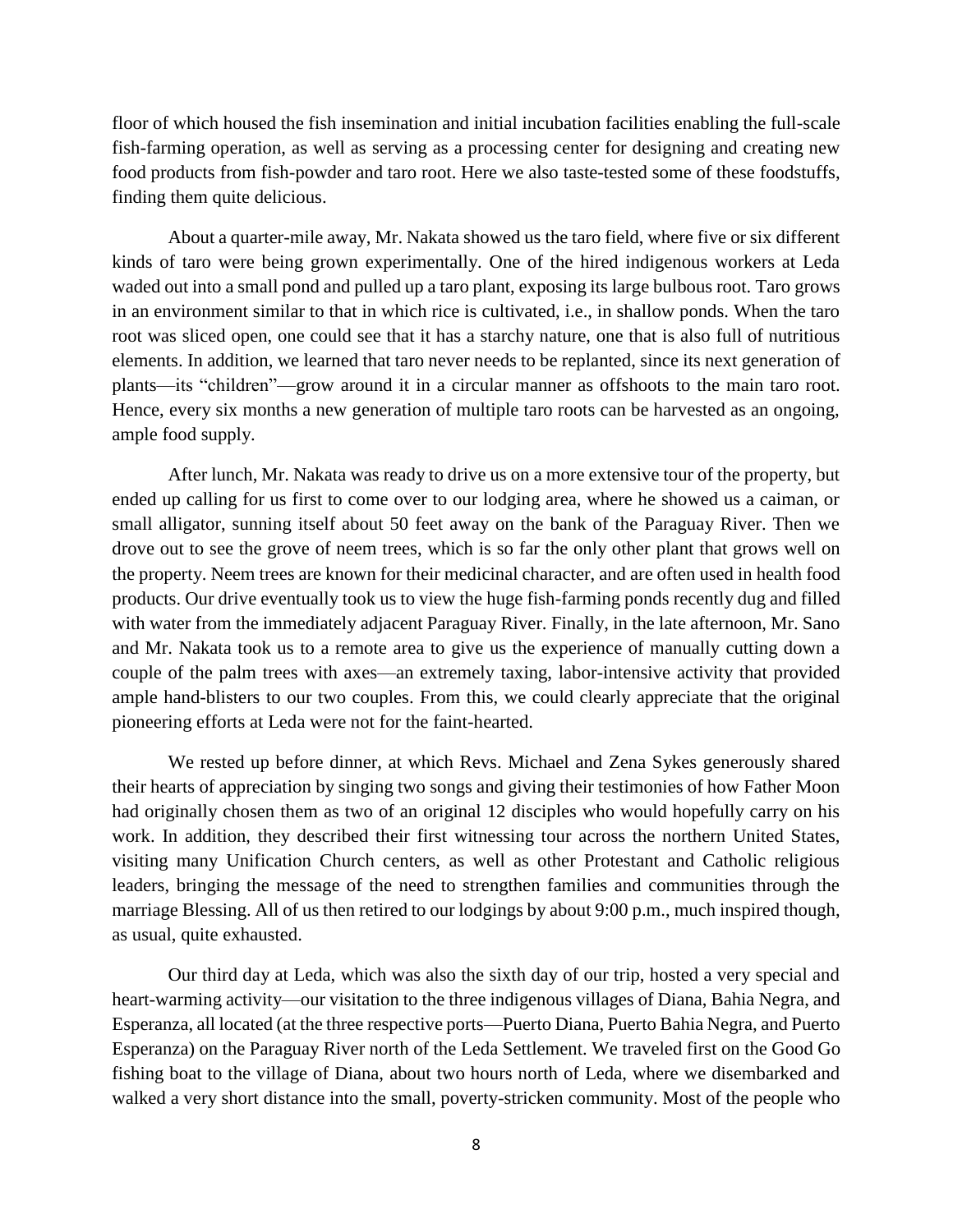floor of which housed the fish insemination and initial incubation facilities enabling the full-scale fish-farming operation, as well as serving as a processing center for designing and creating new food products from fish-powder and taro root. Here we also taste-tested some of these foodstuffs, finding them quite delicious.

About a quarter-mile away, Mr. Nakata showed us the taro field, where five or six different kinds of taro were being grown experimentally. One of the hired indigenous workers at Leda waded out into a small pond and pulled up a taro plant, exposing its large bulbous root. Taro grows in an environment similar to that in which rice is cultivated, i.e., in shallow ponds. When the taro root was sliced open, one could see that it has a starchy nature, one that is also full of nutritious elements. In addition, we learned that taro never needs to be replanted, since its next generation of plants—its "children"—grow around it in a circular manner as offshoots to the main taro root. Hence, every six months a new generation of multiple taro roots can be harvested as an ongoing, ample food supply.

After lunch, Mr. Nakata was ready to drive us on a more extensive tour of the property, but ended up calling for us first to come over to our lodging area, where he showed us a caiman, or small alligator, sunning itself about 50 feet away on the bank of the Paraguay River. Then we drove out to see the grove of neem trees, which is so far the only other plant that grows well on the property. Neem trees are known for their medicinal character, and are often used in health food products. Our drive eventually took us to view the huge fish-farming ponds recently dug and filled with water from the immediately adjacent Paraguay River. Finally, in the late afternoon, Mr. Sano and Mr. Nakata took us to a remote area to give us the experience of manually cutting down a couple of the palm trees with axes—an extremely taxing, labor-intensive activity that provided ample hand-blisters to our two couples. From this, we could clearly appreciate that the original pioneering efforts at Leda were not for the faint-hearted.

We rested up before dinner, at which Revs. Michael and Zena Sykes generously shared their hearts of appreciation by singing two songs and giving their testimonies of how Father Moon had originally chosen them as two of an original 12 disciples who would hopefully carry on his work. In addition, they described their first witnessing tour across the northern United States, visiting many Unification Church centers, as well as other Protestant and Catholic religious leaders, bringing the message of the need to strengthen families and communities through the marriage Blessing. All of us then retired to our lodgings by about 9:00 p.m., much inspired though, as usual, quite exhausted.

Our third day at Leda, which was also the sixth day of our trip, hosted a very special and heart-warming activity—our visitation to the three indigenous villages of Diana, Bahia Negra, and Esperanza, all located (at the three respective ports—Puerto Diana, Puerto Bahia Negra, and Puerto Esperanza) on the Paraguay River north of the Leda Settlement. We traveled first on the Good Go fishing boat to the village of Diana, about two hours north of Leda, where we disembarked and walked a very short distance into the small, poverty-stricken community. Most of the people who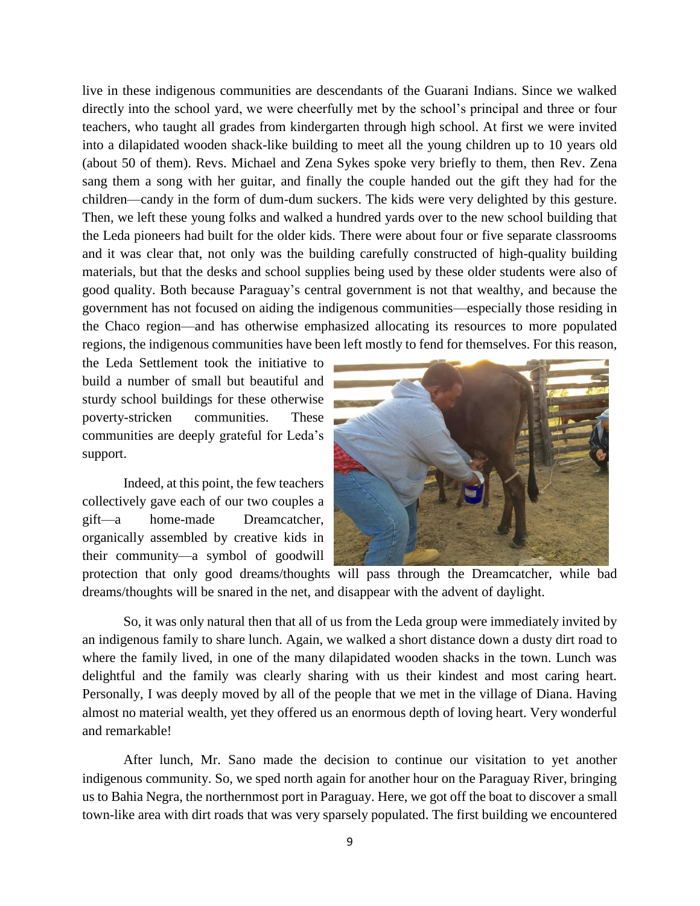live in these indigenous communities are descendants of the Guarani Indians. Since we walked directly into the school yard, we were cheerfully met by the school's principal and three or four teachers, who taught all grades from kindergarten through high school. At first we were invited into a dilapidated wooden shack-like building to meet all the young children up to 10 years old (about 50 of them). Revs. Michael and Zena Sykes spoke very briefly to them, then Rev. Zena sang them a song with her guitar, and finally the couple handed out the gift they had for the children—candy in the form of dum-dum suckers. The kids were very delighted by this gesture. Then, we left these young folks and walked a hundred yards over to the new school building that the Leda pioneers had built for the older kids. There were about four or five separate classrooms and it was clear that, not only was the building carefully constructed of high-quality building materials, but that the desks and school supplies being used by these older students were also of good quality. Both because Paraguay's central government is not that wealthy, and because the government has not focused on aiding the indigenous communities—especially those residing in the Chaco region—and has otherwise emphasized allocating its resources to more populated regions, the indigenous communities have been left mostly to fend for themselves. For this reason, the Leda Settlement took the initiative to build a number of small but beautiful and sturdy school buildings for these otherwise poverty-stricken communities. These communities are deeply grateful for Leda's support.

Indeed, at this point, the few teachers collectively gave each of our two couples a gift—a home-made Dreamcatcher, organically assembled by creative kids in their community—a symbol of goodwill protection that only good dreams/thoughts will pass through the Dreamcatcher, while bad dreams/thoughts will be snared in the net, and disappear with the advent of daylight.

So, it was only natural then that all of us from the Leda group were immediately invited by an indigenous family to share lunch. Again, we walked a short distance down a dusty dirt road to where the family lived, in one of the many dilapidated wooden shacks in the town. Lunch was delightful and the family was clearly sharing with us their kindest and most caring heart. Personally, I was deeply moved by all of the people that we met in the village of Diana. Having almost no material wealth, yet they offered us an enormous depth of loving heart. Very wonderful and remarkable!

After lunch, Mr. Sano made the decision to continue our visitation to yet another indigenous community. So, we sped north again for another hour on the Paraguay River, bringing us to Bahia Negra, the northernmost port in Paraguay. Here, we got off the boat to discover a small town-like area with dirt roads that was very sparsely populated. The first building we encountered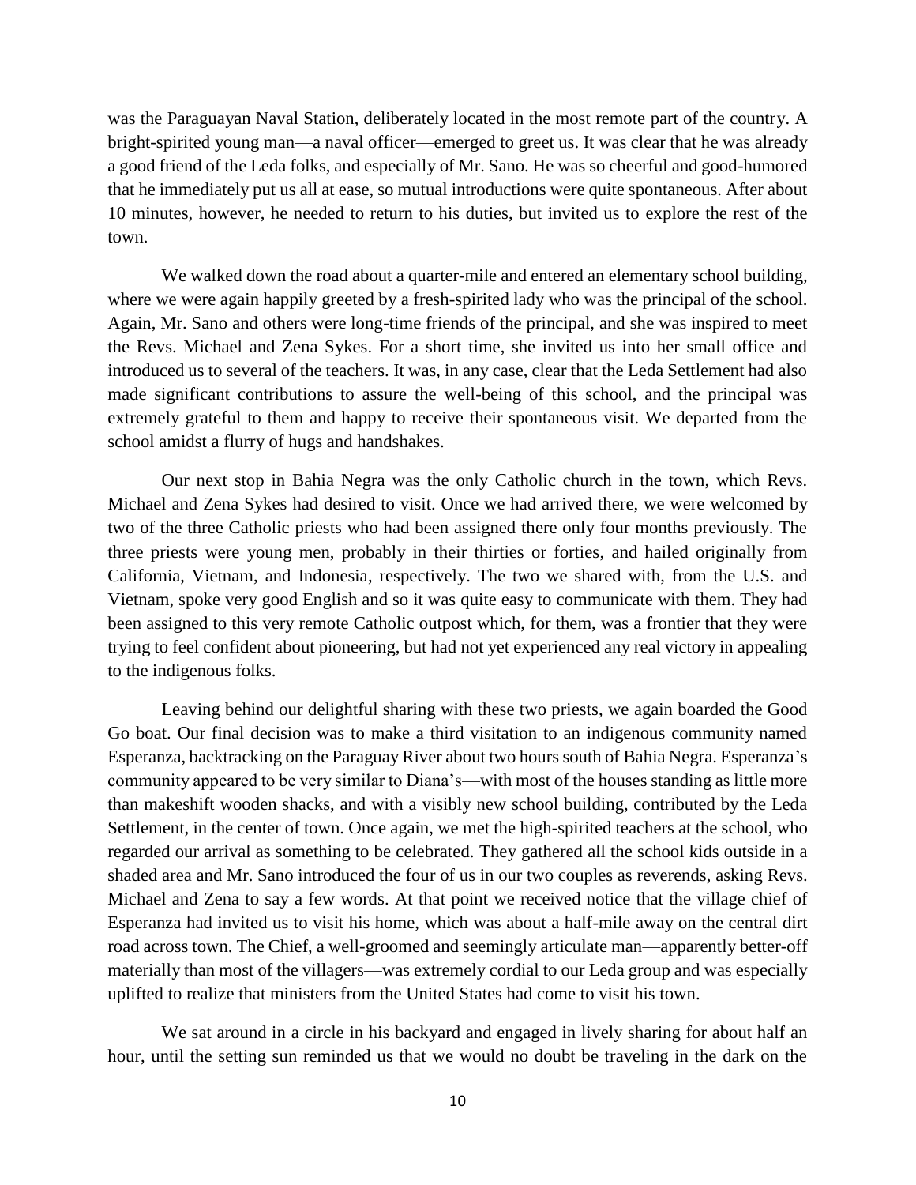was the Paraguayan Naval Station, deliberately located in the most remote part of the country. A bright-spirited young man—a naval officer—emerged to greet us. It was clear that he was already a good friend of the Leda folks, and especially of Mr. Sano. He was so cheerful and good-humored that he immediately put us all at ease, so mutual introductions were quite spontaneous. After about 10 minutes, however, he needed to return to his duties, but invited us to explore the rest of the town.

We walked down the road about a quarter-mile and entered an elementary school building, where we were again happily greeted by a fresh-spirited lady who was the principal of the school. Again, Mr. Sano and others were long-time friends of the principal, and she was inspired to meet the Revs. Michael and Zena Sykes. For a short time, she invited us into her small office and introduced us to several of the teachers. It was, in any case, clear that the Leda Settlement had also made significant contributions to assure the well-being of this school, and the principal was extremely grateful to them and happy to receive their spontaneous visit. We departed from the school amidst a flurry of hugs and handshakes.

Our next stop in Bahia Negra was the only Catholic church in the town, which Revs. Michael and Zena Sykes had desired to visit. Once we had arrived there, we were welcomed by two of the three Catholic priests who had been assigned there only four months previously. The three priests were young men, probably in their thirties or forties, and hailed originally from California, Vietnam, and Indonesia, respectively. The two we shared with, from the U.S. and Vietnam, spoke very good English and so it was quite easy to communicate with them. They had been assigned to this very remote Catholic outpost which, for them, was a frontier that they were trying to feel confident about pioneering, but had not yet experienced any real victory in appealing to the indigenous folks.

Leaving behind our delightful sharing with these two priests, we again boarded the Good Go boat. Our final decision was to make a third visitation to an indigenous community named Esperanza, backtracking on the Paraguay River about two hours south of Bahia Negra. Esperanza's community appeared to be very similar to Diana's—with most of the houses standing as little more than makeshift wooden shacks, and with a visibly new school building, contributed by the Leda Settlement, in the center of town. Once again, we met the high-spirited teachers at the school, who regarded our arrival as something to be celebrated. They gathered all the school kids outside in a shaded area and Mr. Sano introduced the four of us in our two couples as reverends, asking Revs. Michael and Zena to say a few words. At that point we received notice that the village chief of Esperanza had invited us to visit his home, which was about a half-mile away on the central dirt road across town. The Chief, a well-groomed and seemingly articulate man—apparently better-off materially than most of the villagers—was extremely cordial to our Leda group and was especially uplifted to realize that ministers from the United States had come to visit his town.

We sat around in a circle in his backyard and engaged in lively sharing for about half an hour, until the setting sun reminded us that we would no doubt be traveling in the dark on the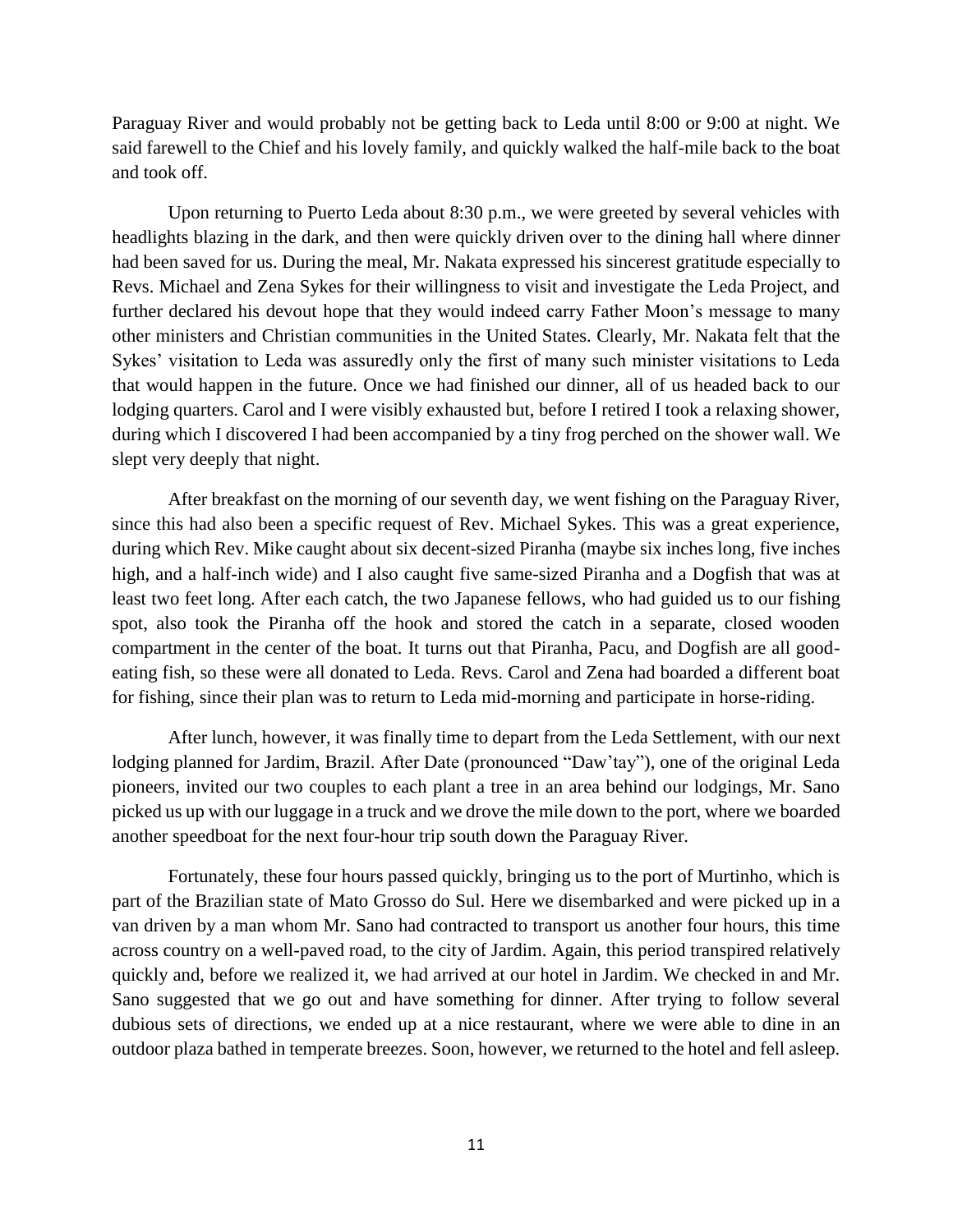Paraguay River and would probably not be getting back to Leda until 8:00 or 9:00 at night. We said farewell to the Chief and his lovely family, and quickly walked the half-mile back to the boat and took off.

Upon returning to Puerto Leda about 8:30 p.m., we were greeted by several vehicles with headlights blazing in the dark, and then were quickly driven over to the dining hall where dinner had been saved for us. During the meal, Mr. Nakata expressed his sincerest gratitude especially to Revs. Michael and Zena Sykes for their willingness to visit and investigate the Leda Project, and further declared his devout hope that they would indeed carry Father Moon's message to many other ministers and Christian communities in the United States. Clearly, Mr. Nakata felt that the Sykes' visitation to Leda was assuredly only the first of many such minister visitations to Leda that would happen in the future. Once we had finished our dinner, all of us headed back to our lodging quarters. Carol and I were visibly exhausted but, before I retired I took a relaxing shower, during which I discovered I had been accompanied by a tiny frog perched on the shower wall. We slept very deeply that night.

After breakfast on the morning of our seventh day, we went fishing on the Paraguay River, since this had also been a specific request of Rev. Michael Sykes. This was a great experience, during which Rev. Mike caught about six decent-sized Piranha (maybe six inches long, five inches high, and a half-inch wide) and I also caught five same-sized Piranha and a Dogfish that was at least two feet long. After each catch, the two Japanese fellows, who had guided us to our fishing spot, also took the Piranha off the hook and stored the catch in a separate, closed wooden compartment in the center of the boat. It turns out that Piranha, Pacu, and Dogfish are all good-eating fish, so these were all donated to Leda. Revs. Carol and Zena had boarded a different boat for fishing, since their plan was to return to Leda mid-morning and participate in horse-riding.

After lunch, however, it was finally time to depart from the Leda Settlement, with our next lodging planned for Jardim, Brazil. After Date (pronounced "Daw'tay"), one of the original Leda pioneers, invited our two couples to each plant a tree in an area behind our lodgings, Mr. Sano picked us up with our luggage in a truck and we drove the mile down to the port, where we boarded another speedboat for the next four-hour trip south down the Paraguay River.

Fortunately, these four hours passed quickly, bringing us to the port of Murtinho, which is part of the Brazilian state of Mato Grosso do Sul. Here we disembarked and were picked up in a van driven by a man whom Mr. Sano had contracted to transport us another four hours, this time across country on a well-paved road, to the city of Jardim. Again, this period transpired relatively quickly and, before we realized it, we had arrived at our hotel in Jardim. We checked in and Mr. Sano suggested that we go out and have something for dinner. After trying to follow several dubious sets of directions, we ended up at a nice restaurant, where we were able to dine in an outdoor plaza bathed in temperate breezes. Soon, however, we returned to the hotel and fell asleep.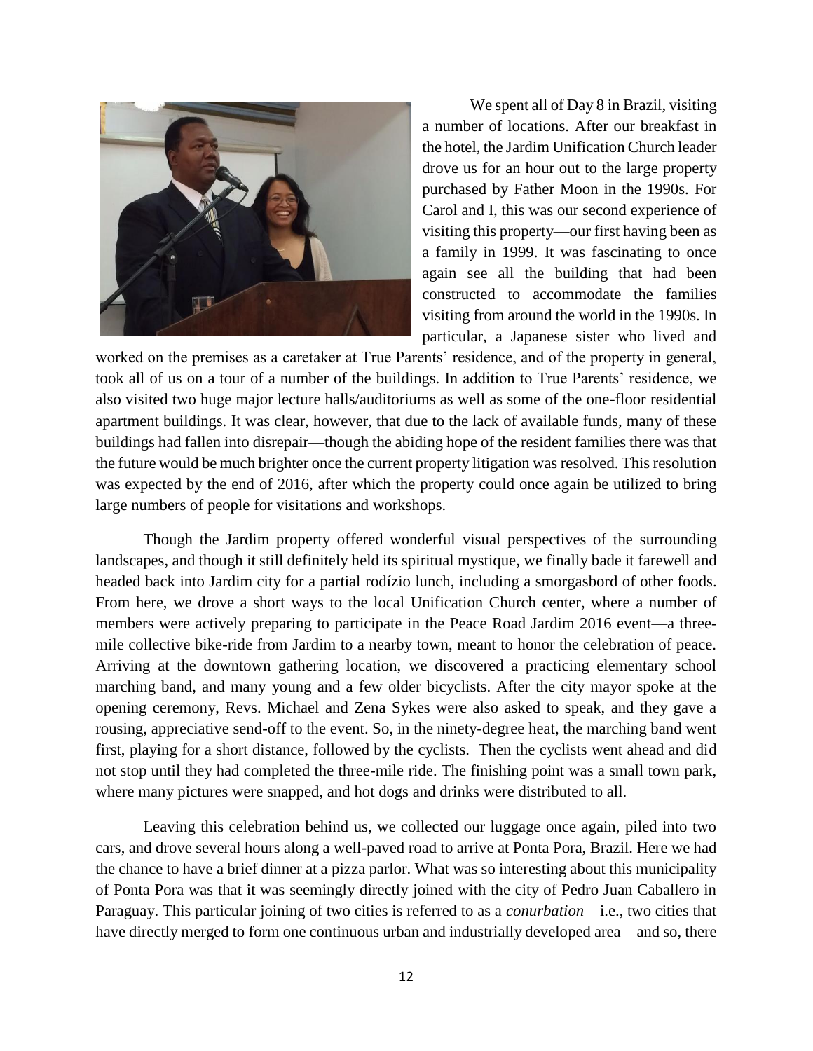We spent all of Day 8 in Brazil, visiting a number of locations. After our breakfast in the hotel, the Jardim Unification Church leader drove us for an hour out to the large property purchased by Father Moon in the 1990s. For Carol and I, this was our second experience of visiting this property—our first having been as a family in 1999. It was fascinating to once again see all the building that had been constructed to accommodate the families visiting from around the world in the 1990s. In particular, a Japanese sister who lived and worked on the premises as a caretaker at True Parents' residence, and of the property in general, took all of us on a tour of a number of the buildings. In addition to True Parents' residence, we also visited two huge major lecture halls/auditoriums as well as some of the one-floor residential apartment buildings. It was clear, however, that due to the lack of available funds, many of these buildings had fallen into disrepair—though the abiding hope of the resident families there was that the future would be much brighter once the current property litigation was resolved. This resolution was expected by the end of 2016, after which the property could once again be utilized to bring large numbers of people for visitations and workshops.

Though the Jardim property offered wonderful visual perspectives of the surrounding landscapes, and though it still definitely held its spiritual mystique, we finally bade it farewell and headed back into Jardim city for a partial rodízio lunch, including a smorgasbord of other foods. From here, we drove a short ways to the local Unification Church center, where a number of members were actively preparing to participate in the Peace Road Jardim 2016 event—a three-mile collective bike-ride from Jardim to a nearby town, meant to honor the celebration of peace. Arriving at the downtown gathering location, we discovered a practicing elementary school marching band, and many young and a few older bicyclists. After the city mayor spoke at the opening ceremony, Revs. Michael and Zena Sykes were also asked to speak, and they gave a rousing, appreciative send-off to the event. So, in the ninety-degree heat, the marching band went first, playing for a short distance, followed by the cyclists. Then the cyclists went ahead and did not stop until they had completed the three-mile ride. The finishing point was a small town park, where many pictures were snapped, and hot dogs and drinks were distributed to all.

Leaving this celebration behind us, we collected our luggage once again, piled into two cars, and drove several hours along a well-paved road to arrive at Ponta Pora, Brazil. Here we had the chance to have a brief dinner at a pizza parlor. What was so interesting about this municipality of Ponta Pora was that it was seemingly directly joined with the city of Pedro Juan Caballero in Paraguay. This particular joining of two cities is referred to as a *conurbation*—i.e., two cities that have directly merged to form one continuous urban and industrially developed area—and so, there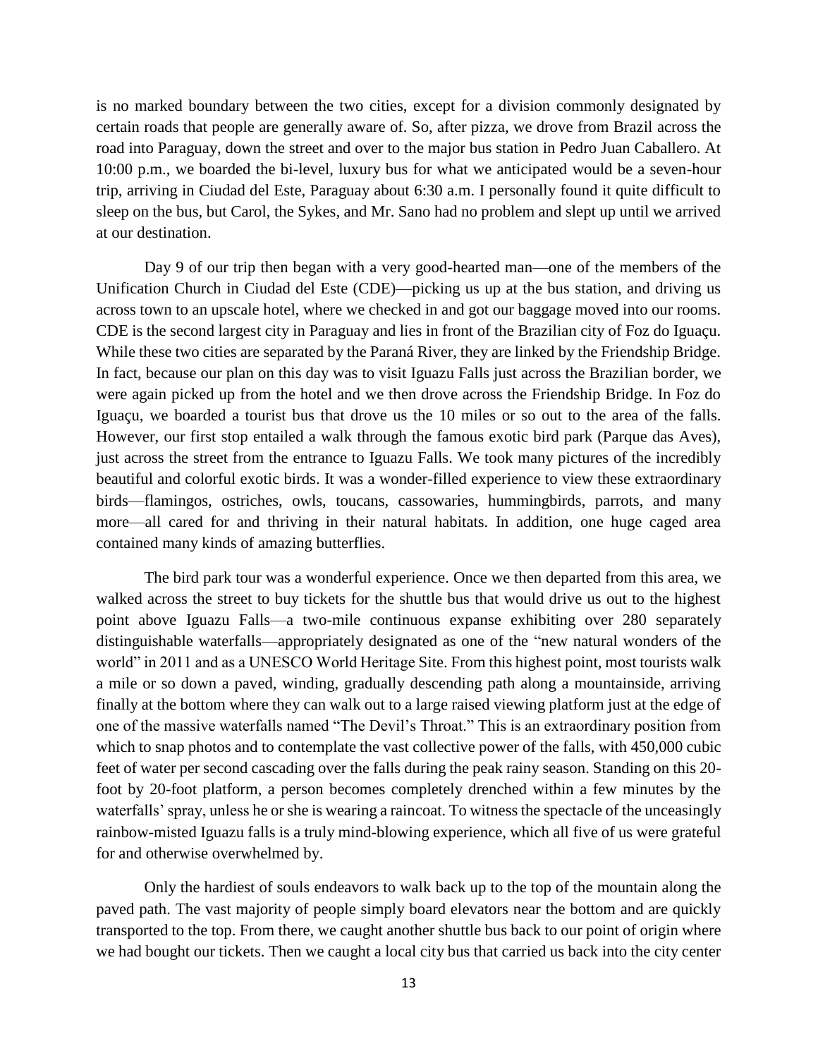is no marked boundary between the two cities, except for a division commonly designated by certain roads that people are generally aware of. So, after pizza, we drove from Brazil across the road into Paraguay, down the street and over to the major bus station in Pedro Juan Caballero. At 10:00 p.m., we boarded the bi-level, luxury bus for what we anticipated would be a seven-hour trip, arriving in Ciudad del Este, Paraguay about 6:30 a.m. I personally found it quite difficult to sleep on the bus, but Carol, the Sykes, and Mr. Sano had no problem and slept up until we arrived at our destination.

Day 9 of our trip then began with a very good-hearted man—one of the members of the Unification Church in Ciudad del Este (CDE)—picking us up at the bus station, and driving us across town to an upscale hotel, where we checked in and got our baggage moved into our rooms. CDE is the second largest city in Paraguay and lies in front of the Brazilian city of Foz do Iguaçu. While these two cities are separated by the Paraná River, they are linked by the Friendship Bridge. In fact, because our plan on this day was to visit Iguazu Falls just across the Brazilian border, we were again picked up from the hotel and we then drove across the Friendship Bridge. In Foz do Iguaçu, we boarded a tourist bus that drove us the 10 miles or so out to the area of the falls. However, our first stop entailed a walk through the famous exotic bird park (Parque das Aves), just across the street from the entrance to Iguazu Falls. We took many pictures of the incredibly beautiful and colorful exotic birds. It was a wonder-filled experience to view these extraordinary birds—flamingos, ostriches, owls, toucans, cassowaries, hummingbirds, parrots, and many more—all cared for and thriving in their natural habitats. In addition, one huge caged area contained many kinds of amazing butterflies.

The bird park tour was a wonderful experience. Once we then departed from this area, we walked across the street to buy tickets for the shuttle bus that would drive us out to the highest point above Iguazu Falls—a two-mile continuous expanse exhibiting over 280 separately distinguishable waterfalls—appropriately designated as one of the "new natural wonders of the world" in 2011 and as a UNESCO World Heritage Site. From this highest point, most tourists walk a mile or so down a paved, winding, gradually descending path along a mountainside, arriving finally at the bottom where they can walk out to a large raised viewing platform just at the edge of one of the massive waterfalls named "The Devil's Throat." This is an extraordinary position from which to snap photos and to contemplate the vast collective power of the falls, with 450,000 cubic feet of water per second cascading over the falls during the peak rainy season. Standing on this 20-foot by 20-foot platform, a person becomes completely drenched within a few minutes by the waterfalls' spray, unless he or she is wearing a raincoat. To witness the spectacle of the unceasingly rainbow-misted Iguazu falls is a truly mind-blowing experience, which all five of us were grateful for and otherwise overwhelmed by.

Only the hardiest of souls endeavors to walk back up to the top of the mountain along the paved path. The vast majority of people simply board elevators near the bottom and are quickly transported to the top. From there, we caught another shuttle bus back to our point of origin where we had bought our tickets. Then we caught a local city bus that carried us back into the city center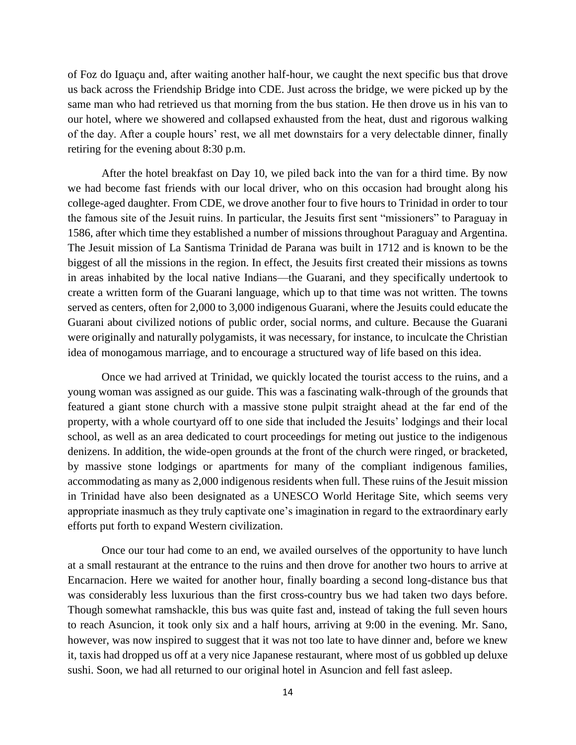of Foz do Iguaçu and, after waiting another half-hour, we caught the next specific bus that drove us back across the Friendship Bridge into CDE. Just across the bridge, we were picked up by the same man who had retrieved us that morning from the bus station. He then drove us in his van to our hotel, where we showered and collapsed exhausted from the heat, dust and rigorous walking of the day. After a couple hours' rest, we all met downstairs for a very delectable dinner, finally retiring for the evening about 8:30 p.m.

After the hotel breakfast on Day 10, we piled back into the van for a third time. By now we had become fast friends with our local driver, who on this occasion had brought along his college-aged daughter. From CDE, we drove another four to five hours to Trinidad in order to tour the famous site of the Jesuit ruins. In particular, the Jesuits first sent "missioners" to Paraguay in 1586, after which time they established a number of missions throughout Paraguay and Argentina. The Jesuit mission of La Santisma Trinidad de Parana was built in 1712 and is known to be the biggest of all the missions in the region. In effect, the Jesuits first created their missions as towns in areas inhabited by the local native Indians—the Guarani, and they specifically undertook to create a written form of the Guarani language, which up to that time was not written. The towns served as centers, often for 2,000 to 3,000 indigenous Guarani, where the Jesuits could educate the Guarani about civilized notions of public order, social norms, and culture. Because the Guarani were originally and naturally polygamists, it was necessary, for instance, to inculcate the Christian idea of monogamous marriage, and to encourage a structured way of life based on this idea.

Once we had arrived at Trinidad, we quickly located the tourist access to the ruins, and a young woman was assigned as our guide. This was a fascinating walk-through of the grounds that featured a giant stone church with a massive stone pulpit straight ahead at the far end of the property, with a whole courtyard off to one side that included the Jesuits' lodgings and their local school, as well as an area dedicated to court proceedings for meting out justice to the indigenous denizens. In addition, the wide-open grounds at the front of the church were ringed, or bracketed, by massive stone lodgings or apartments for many of the compliant indigenous families, accommodating as many as 2,000 indigenous residents when full. These ruins of the Jesuit mission in Trinidad have also been designated as a UNESCO World Heritage Site, which seems very appropriate inasmuch as they truly captivate one's imagination in regard to the extraordinary early efforts put forth to expand Western civilization.

Once our tour had come to an end, we availed ourselves of the opportunity to have lunch at a small restaurant at the entrance to the ruins and then drove for another two hours to arrive at Encarnacion. Here we waited for another hour, finally boarding a second long-distance bus that was considerably less luxurious than the first cross-country bus we had taken two days before. Though somewhat ramshackle, this bus was quite fast and, instead of taking the full seven hours to reach Asuncion, it took only six and a half hours, arriving at 9:00 in the evening. Mr. Sano, however, was now inspired to suggest that it was not too late to have dinner and, before we knew it, taxis had dropped us off at a very nice Japanese restaurant, where most of us gobbled up deluxe sushi. Soon, we had all returned to our original hotel in Asuncion and fell fast asleep.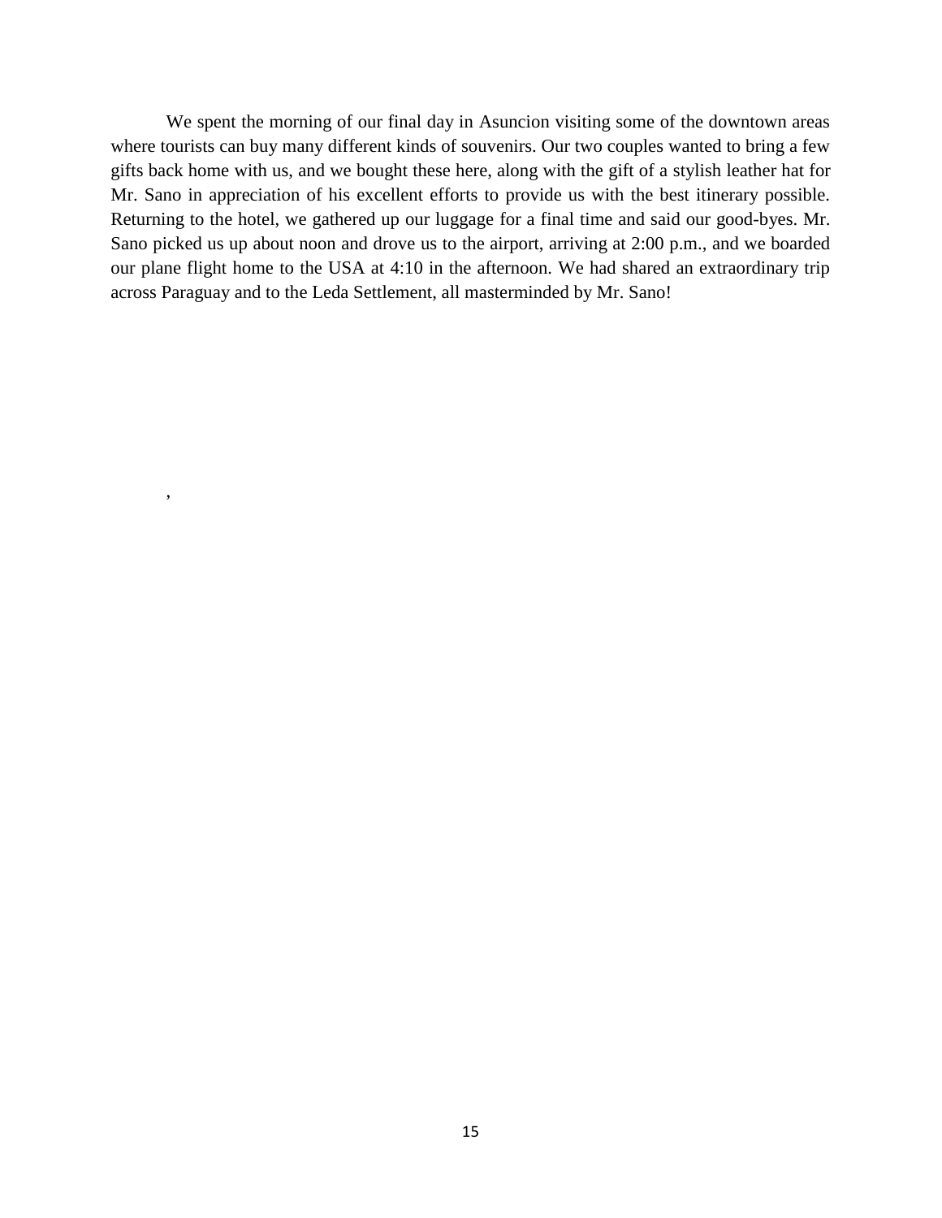We spent the morning of our final day in Asuncion visiting some of the downtown areas where tourists can buy many different kinds of souvenirs. Our two couples wanted to bring a few gifts back home with us, and we bought these here, along with the gift of a stylish leather hat for Mr. Sano in appreciation of his excellent efforts to provide us with the best itinerary possible. Returning to the hotel, we gathered up our luggage for a final time and said our good-byes. Mr. Sano picked us up about noon and drove us to the airport, arriving at 2:00 p.m., and we boarded our plane flight home to the USA at 4:10 in the afternoon. We had shared an extraordinary trip across Paraguay and to the Leda Settlement, all masterminded by Mr. Sano!

,